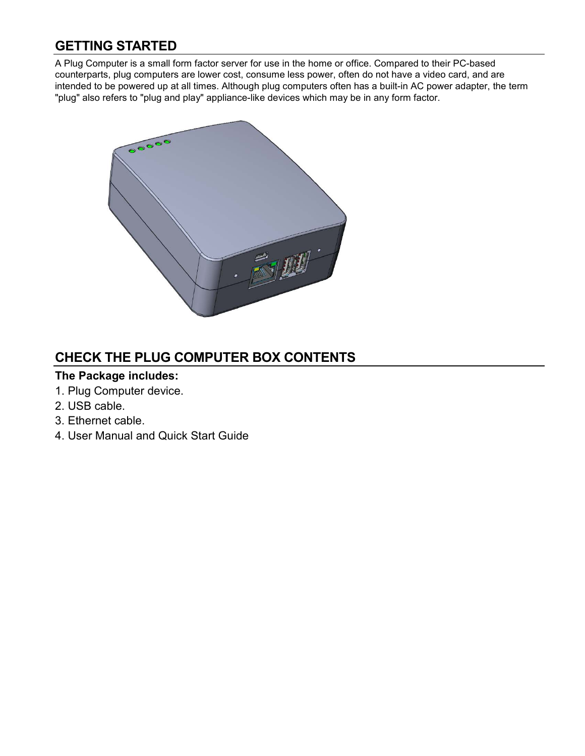## GETTING STARTED

A Plug Computer is a small form factor server for use in the home or office. Compared to their PC-based counterparts, plug computers are lower cost, consume less power, often do not have a video card, and are intended to be powered up at all times. Although plug computers often has a built-in AC power adapter, the term "plug" also refers to "plug and play" appliance-like devices which may be in any form factor.

## CHECK THE PLUG COMPUTER BOX CONTENTS

**The Package includes:**

1. Plug Computer device.
2. USB cable.
3. Ethernet cable.
4. User Manual and Quick Start Guide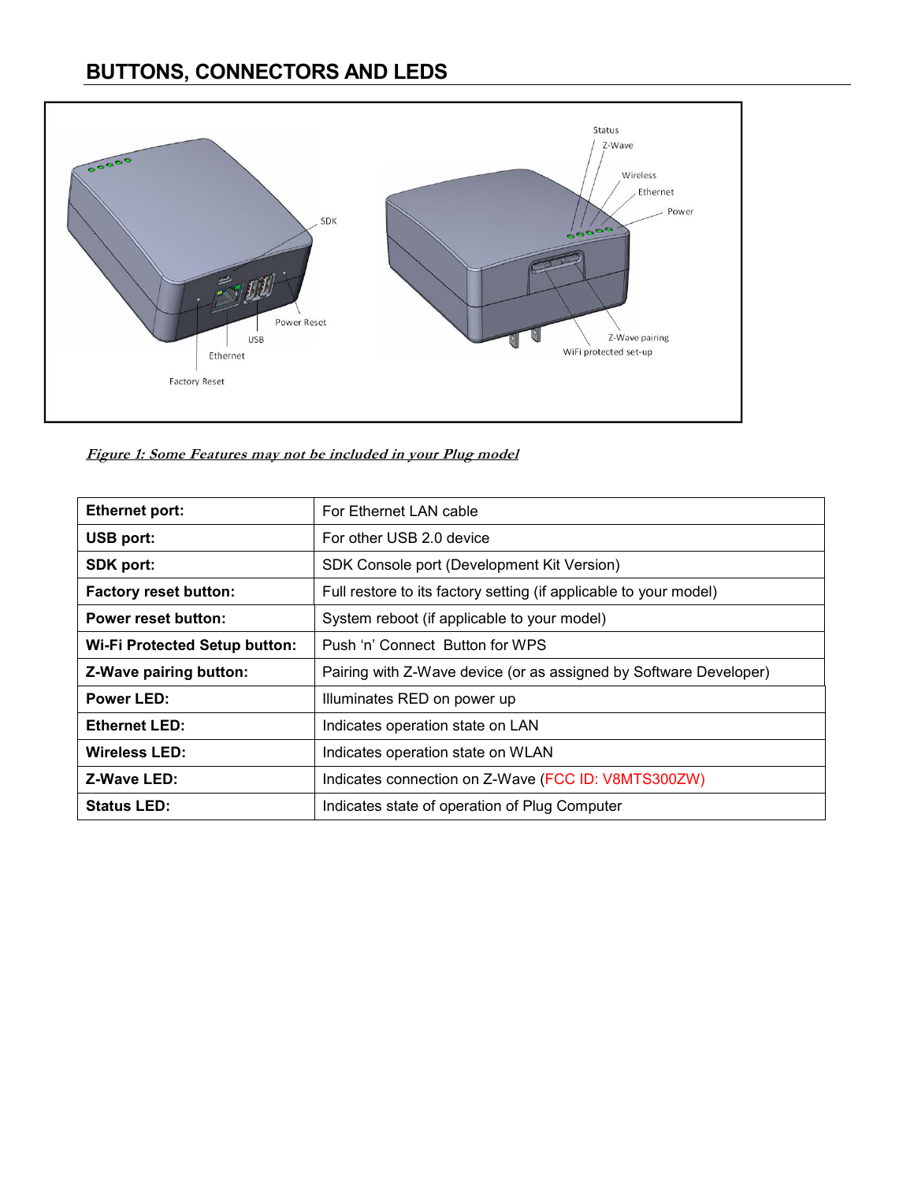## BUTTONS, CONNECTORS AND LEDS

*Figure 1: Some Features may not be included in your Plug model*

| **Ethernet port:** | For Ethernet LAN cable |
|---|---|
| **USB port:** | For other USB 2.0 device |
| **SDK port:** | SDK Console port (Development Kit Version) |
| **Factory reset button:** | Full restore to its factory setting (if applicable to your model) |
| **Power reset button:** | System reboot (if applicable to your model) |
| **Wi-Fi Protected Setup button:** | Push 'n' Connect Button for WPS |
| **Z-Wave pairing button:** | Pairing with Z-Wave device (or as assigned by Software Developer) |
| **Power LED:** | Illuminates RED on power up |
| **Ethernet LED:** | Indicates operation state on LAN |
| **Wireless LED:** | Indicates operation state on WLAN |
| **Z-Wave LED:** | Indicates connection on Z-Wave (FCC ID: V8MTS300ZW) |
| **Status LED:** | Indicates state of operation of Plug Computer |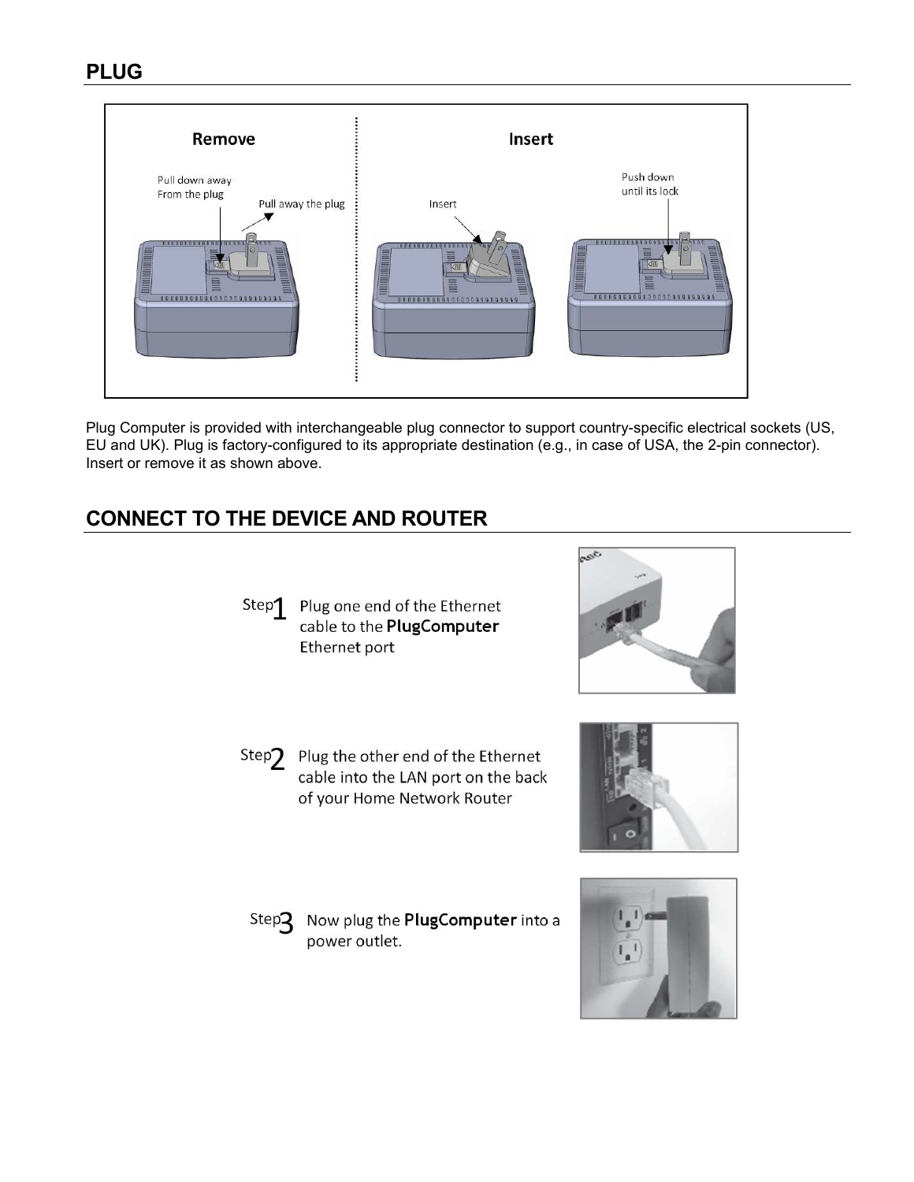## PLUG

Plug Computer is provided with interchangeable plug connector to support country-specific electrical sockets (US, EU and UK). Plug is factory-configured to its appropriate destination (e.g., in case of USA, the 2-pin connector). Insert or remove it as shown above.

## CONNECT TO THE DEVICE AND ROUTER

Step 1 Plug one end of the Ethernet cable to the **PlugComputer** Ethernet port

Step 2 Plug the other end of the Ethernet cable into the LAN port on the back of your Home Network Router

Step 3 Now plug the **PlugComputer** into a power outlet.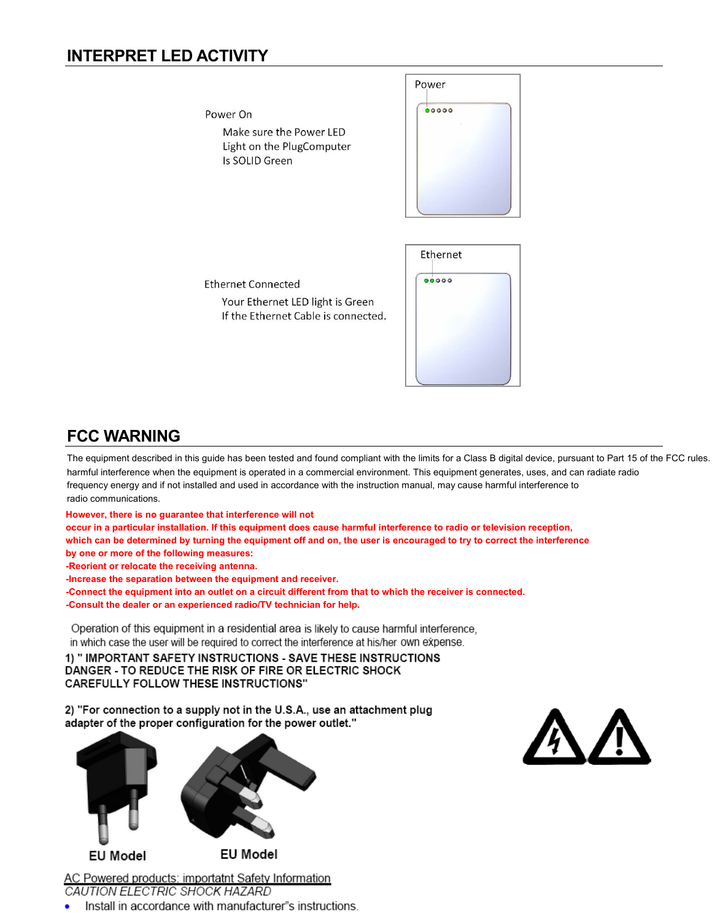## INTERPRET LED ACTIVITY

Power On

Make sure the Power LED Light on the PlugComputer Is SOLID Green

Power

Ethernet Connected

Your Ethernet LED light is Green If the Ethernet Cable is connected.

Ethernet

## FCC WARNING

The equipment described in this guide has been tested and found compliant with the limits for a Class B digital device, pursuant to Part 15 of the FCC rules. harmful interference when the equipment is operated in a commercial environment. This equipment generates, uses, and can radiate radio frequency energy and if not installed and used in accordance with the instruction manual, may cause harmful interference to radio communications.

**However, there is no guarantee that interference will not occur in a particular installation. If this equipment does cause harmful interference to radio or television reception, which can be determined by turning the equipment off and on, the user is encouraged to try to correct the interference by one or more of the following measures:**

**-Reorient or relocate the receiving antenna.**

**-Increase the separation between the equipment and receiver.**

**-Connect the equipment into an outlet on a circuit different from that to which the receiver is connected.**

**-Consult the dealer or an experienced radio/TV technician for help.**

Operation of this equipment in a residential area is likely to cause harmful interference, in which case the user will be required to correct the interference at his/her own expense.

**1) " IMPORTANT SAFETY INSTRUCTIONS - SAVE THESE INSTRUCTIONS DANGER - TO REDUCE THE RISK OF FIRE OR ELECTRIC SHOCK CAREFULLY FOLLOW THESE INSTRUCTIONS"**

**2) "For connection to a supply not in the U.S.A., use an attachment plug adapter of the proper configuration for the power outlet."**

**EU Model** **EU Model**

AC Powered products: importatnt Safety Information

*CAUTION ELECTRIC SHOCK HAZARD*

- Install in accordance with manufacturer"s instructions.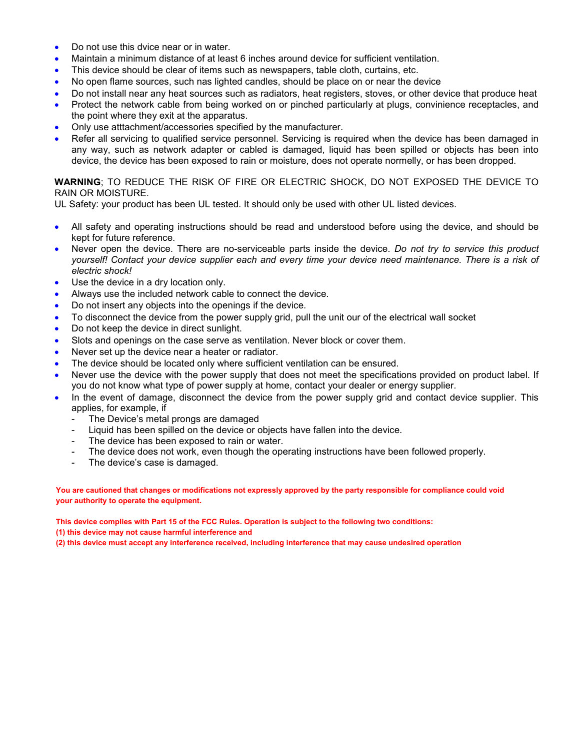- Do not use this dvice near or in water.
- Maintain a minimum distance of at least 6 inches around device for sufficient ventilation.
- This device should be clear of items such as newspapers, table cloth, curtains, etc.
- No open flame sources, such nas lighted candles, should be place on or near the device
- Do not install near any heat sources such as radiators, heat registers, stoves, or other device that produce heat
- Protect the network cable from being worked on or pinched particularly at plugs, convinience receptacles, and the point where they exit at the apparatus.
- Only use atttachment/accessories specified by the manufacturer.
- Refer all servicing to qualified service personnel. Servicing is required when the device has been damaged in any way, such as network adapter or cabled is damaged, liquid has been spilled or objects has been into device, the device has been exposed to rain or moisture, does not operate normally, or has been dropped.

**WARNING**; TO REDUCE THE RISK OF FIRE OR ELECTRIC SHOCK, DO NOT EXPOSED THE DEVICE TO RAIN OR MOISTURE.
UL Safety: your product has been UL tested. It should only be used with other UL listed devices.

- All safety and operating instructions should be read and understood before using the device, and should be kept for future reference.
- Never open the device. There are no-serviceable parts inside the device. *Do not try to service this product yourself! Contact your device supplier each and every time your device need maintenance. There is a risk of electric shock!*
- Use the device in a dry location only.
- Always use the included network cable to connect the device.
- Do not insert any objects into the openings if the device.
- To disconnect the device from the power supply grid, pull the unit our of the electrical wall socket
- Do not keep the device in direct sunlight.
- Slots and openings on the case serve as ventilation. Never block or cover them.
- Never set up the device near a heater or radiator.
- The device should be located only where sufficient ventilation can be ensured.
- Never use the device with the power supply that does not meet the specifications provided on product label. If you do not know what type of power supply at home, contact your dealer or energy supplier.
- In the event of damage, disconnect the device from the power supply grid and contact device supplier. This applies, for example, if
  - The Device's metal prongs are damaged
  - Liquid has been spilled on the device or objects have fallen into the device.
  - The device has been exposed to rain or water.
  - The device does not work, even though the operating instructions have been followed properly.
  - The device's case is damaged.

**You are cautioned that changes or modifications not expressly approved by the party responsible for compliance could void your authority to operate the equipment.**

**This device complies with Part 15 of the FCC Rules. Operation is subject to the following two conditions:**
**(1) this device may not cause harmful interference and**
**(2) this device must accept any interference received, including interference that may cause undesired operation**